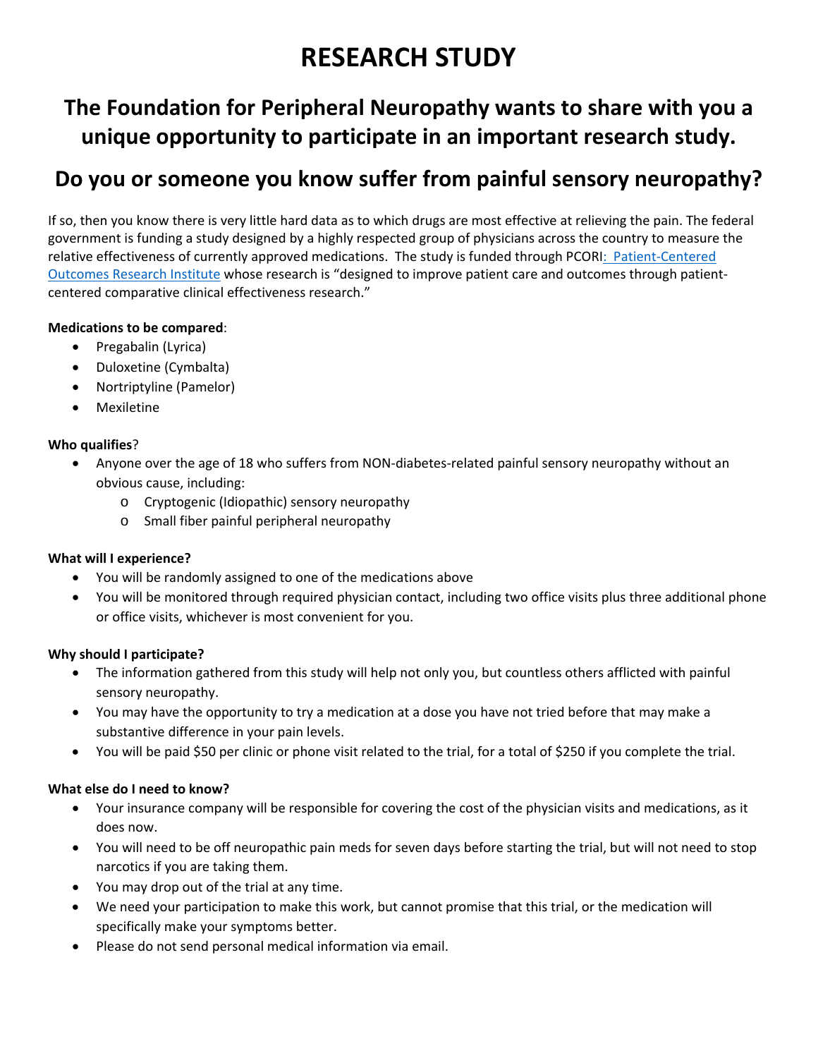# RESEARCH STUDY

## The Foundation for Peripheral Neuropathy wants to share with you a unique opportunity to participate in an important research study.

## Do you or someone you know suffer from painful sensory neuropathy?

If so, then you know there is very little hard data as to which drugs are most effective at relieving the pain. The federal government is funding a study designed by a highly respected group of physicians across the country to measure the relative effectiveness of currently approved medications. The study is funded through PCORI: Patient-Centered Outcomes Research Institute whose research is "designed to improve patient care and outcomes through patient-centered comparative clinical effectiveness research."

**Medications to be compared**:

- Pregabalin (Lyrica)
- Duloxetine (Cymbalta)
- Nortriptyline (Pamelor)
- Mexiletine

**Who qualifies**?

- Anyone over the age of 18 who suffers from NON-diabetes-related painful sensory neuropathy without an obvious cause, including:
  - Cryptogenic (Idiopathic) sensory neuropathy
  - Small fiber painful peripheral neuropathy

**What will I experience?**

- You will be randomly assigned to one of the medications above
- You will be monitored through required physician contact, including two office visits plus three additional phone or office visits, whichever is most convenient for you.

**Why should I participate?**

- The information gathered from this study will help not only you, but countless others afflicted with painful sensory neuropathy.
- You may have the opportunity to try a medication at a dose you have not tried before that may make a substantive difference in your pain levels.
- You will be paid $50 per clinic or phone visit related to the trial, for a total of $250 if you complete the trial.

**What else do I need to know?**

- Your insurance company will be responsible for covering the cost of the physician visits and medications, as it does now.
- You will need to be off neuropathic pain meds for seven days before starting the trial, but will not need to stop narcotics if you are taking them.
- You may drop out of the trial at any time.
- We need your participation to make this work, but cannot promise that this trial, or the medication will specifically make your symptoms better.
- Please do not send personal medical information via email.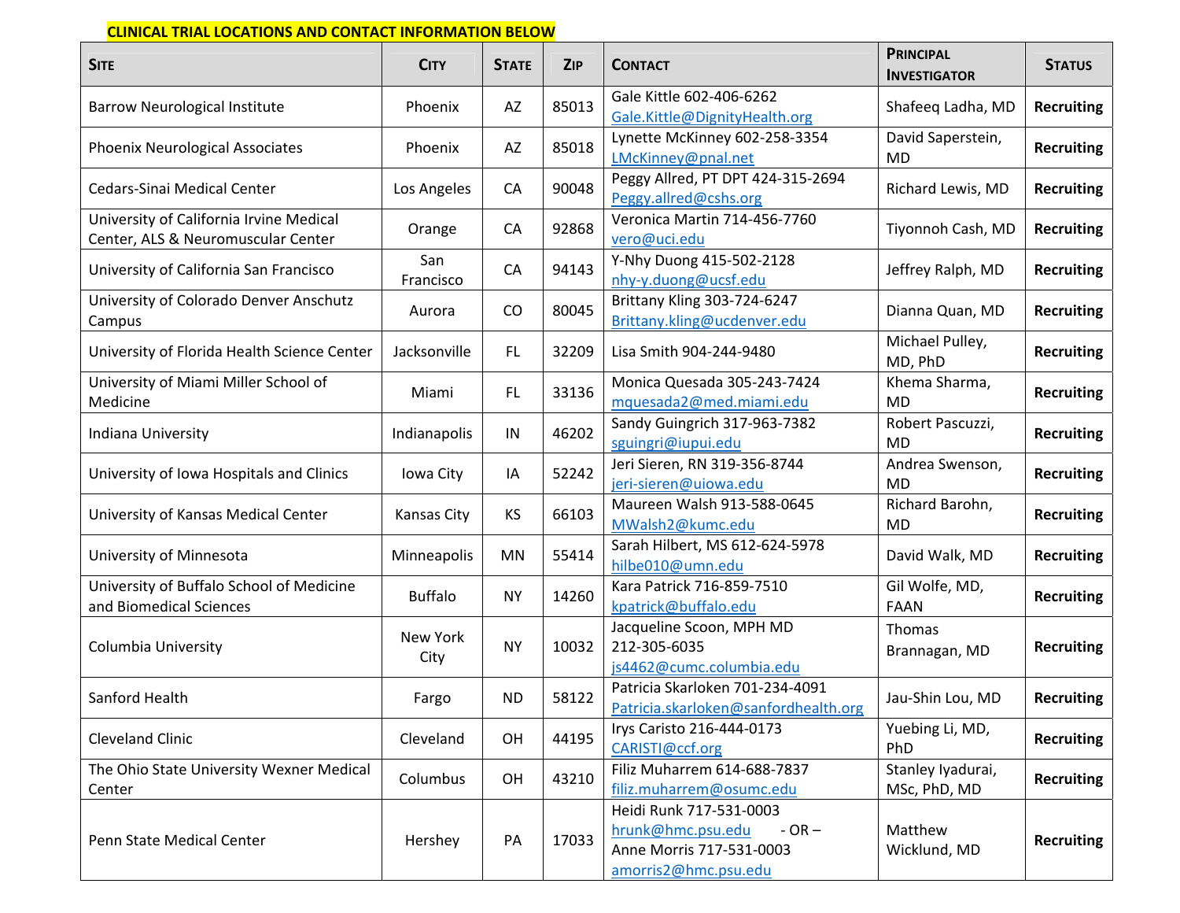**CLINICAL TRIAL LOCATIONS AND CONTACT INFORMATION BELOW**

| SITE | CITY | STATE | ZIP | CONTACT | PRINCIPAL INVESTIGATOR | STATUS |
|---|---|---|---|---|---|---|
| Barrow Neurological Institute | Phoenix | AZ | 85013 | Gale Kittle 602-406-6262 Gale.Kittle@DignityHealth.org | Shafeeq Ladha, MD | **Recruiting** |
| Phoenix Neurological Associates | Phoenix | AZ | 85018 | Lynette McKinney 602-258-3354 LMcKinney@pnal.net | David Saperstein, MD | **Recruiting** |
| Cedars-Sinai Medical Center | Los Angeles | CA | 90048 | Peggy Allred, PT DPT 424-315-2694 Peggy.allred@cshs.org | Richard Lewis, MD | **Recruiting** |
| University of California Irvine Medical Center, ALS & Neuromuscular Center | Orange | CA | 92868 | Veronica Martin 714-456-7760 vero@uci.edu | Tiyonnoh Cash, MD | **Recruiting** |
| University of California San Francisco | San Francisco | CA | 94143 | Y-Nhy Duong 415-502-2128 nhy-y.duong@ucsf.edu | Jeffrey Ralph, MD | **Recruiting** |
| University of Colorado Denver Anschutz Campus | Aurora | CO | 80045 | Brittany Kling 303-724-6247 Brittany.kling@ucdenver.edu | Dianna Quan, MD | **Recruiting** |
| University of Florida Health Science Center | Jacksonville | FL | 32209 | Lisa Smith 904-244-9480 | Michael Pulley, MD, PhD | **Recruiting** |
| University of Miami Miller School of Medicine | Miami | FL | 33136 | Monica Quesada 305-243-7424 mquesada2@med.miami.edu | Khema Sharma, MD | **Recruiting** |
| Indiana University | Indianapolis | IN | 46202 | Sandy Guingrich 317-963-7382 sguingri@iupui.edu | Robert Pascuzzi, MD | **Recruiting** |
| University of Iowa Hospitals and Clinics | Iowa City | IA | 52242 | Jeri Sieren, RN 319-356-8744 jeri-sieren@uiowa.edu | Andrea Swenson, MD | **Recruiting** |
| University of Kansas Medical Center | Kansas City | KS | 66103 | Maureen Walsh 913-588-0645 MWalsh2@kumc.edu | Richard Barohn, MD | **Recruiting** |
| University of Minnesota | Minneapolis | MN | 55414 | Sarah Hilbert, MS 612-624-5978 hilbe010@umn.edu | David Walk, MD | **Recruiting** |
| University of Buffalo School of Medicine and Biomedical Sciences | Buffalo | NY | 14260 | Kara Patrick 716-859-7510 kpatrick@buffalo.edu | Gil Wolfe, MD, FAAN | **Recruiting** |
| Columbia University | New York City | NY | 10032 | Jacqueline Scoon, MPH MD 212-305-6035 js4462@cumc.columbia.edu | Thomas Brannagan, MD | **Recruiting** |
| Sanford Health | Fargo | ND | 58122 | Patricia Skarloken 701-234-4091 Patricia.skarloken@sanfordhealth.org | Jau-Shin Lou, MD | **Recruiting** |
| Cleveland Clinic | Cleveland | OH | 44195 | Irys Caristo 216-444-0173 CARISTI@ccf.org | Yuebing Li, MD, PhD | **Recruiting** |
| The Ohio State University Wexner Medical Center | Columbus | OH | 43210 | Filiz Muharrem 614-688-7837 filiz.muharrem@osumc.edu | Stanley Iyadurai, MSc, PhD, MD | **Recruiting** |
| Penn State Medical Center | Hershey | PA | 17033 | Heidi Runk 717-531-0003 hrunk@hmc.psu.edu - OR – Anne Morris 717-531-0003 amorris2@hmc.psu.edu | Matthew Wicklund, MD | **Recruiting** |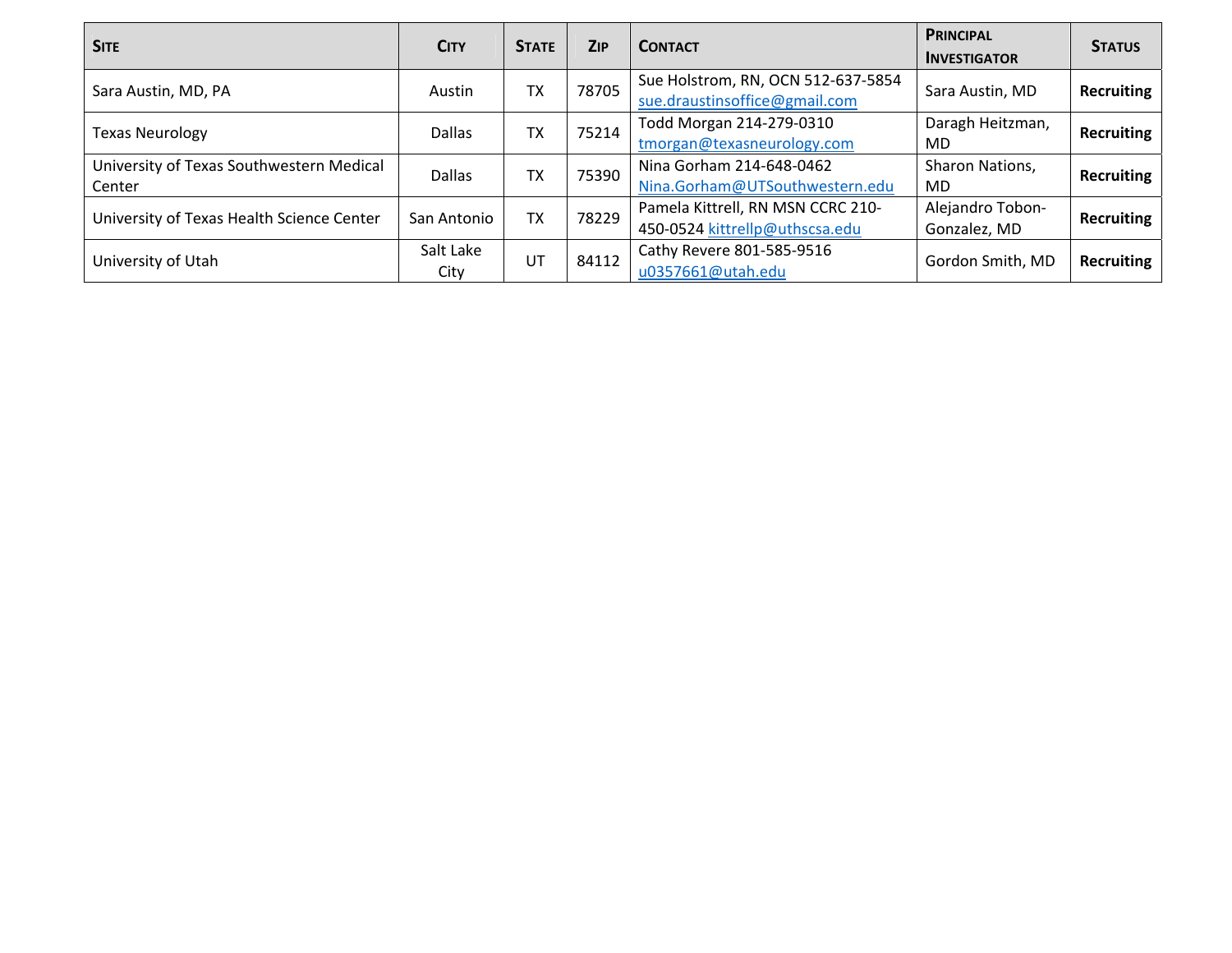| SITE | CITY | STATE | ZIP | CONTACT | PRINCIPAL INVESTIGATOR | STATUS |
|---|---|---|---|---|---|---|
| Sara Austin, MD, PA | Austin | TX | 78705 | Sue Holstrom, RN, OCN 512-637-5854 sue.draustinsoffice@gmail.com | Sara Austin, MD | **Recruiting** |
| Texas Neurology | Dallas | TX | 75214 | Todd Morgan 214-279-0310 tmorgan@texasneurology.com | Daragh Heitzman, MD | **Recruiting** |
| University of Texas Southwestern Medical Center | Dallas | TX | 75390 | Nina Gorham 214-648-0462 Nina.Gorham@UTSouthwestern.edu | Sharon Nations, MD | **Recruiting** |
| University of Texas Health Science Center | San Antonio | TX | 78229 | Pamela Kittrell, RN MSN CCRC 210-450-0524 kittrellp@uthscsa.edu | Alejandro Tobon-Gonzalez, MD | **Recruiting** |
| University of Utah | Salt Lake City | UT | 84112 | Cathy Revere 801-585-9516 u0357661@utah.edu | Gordon Smith, MD | **Recruiting** |